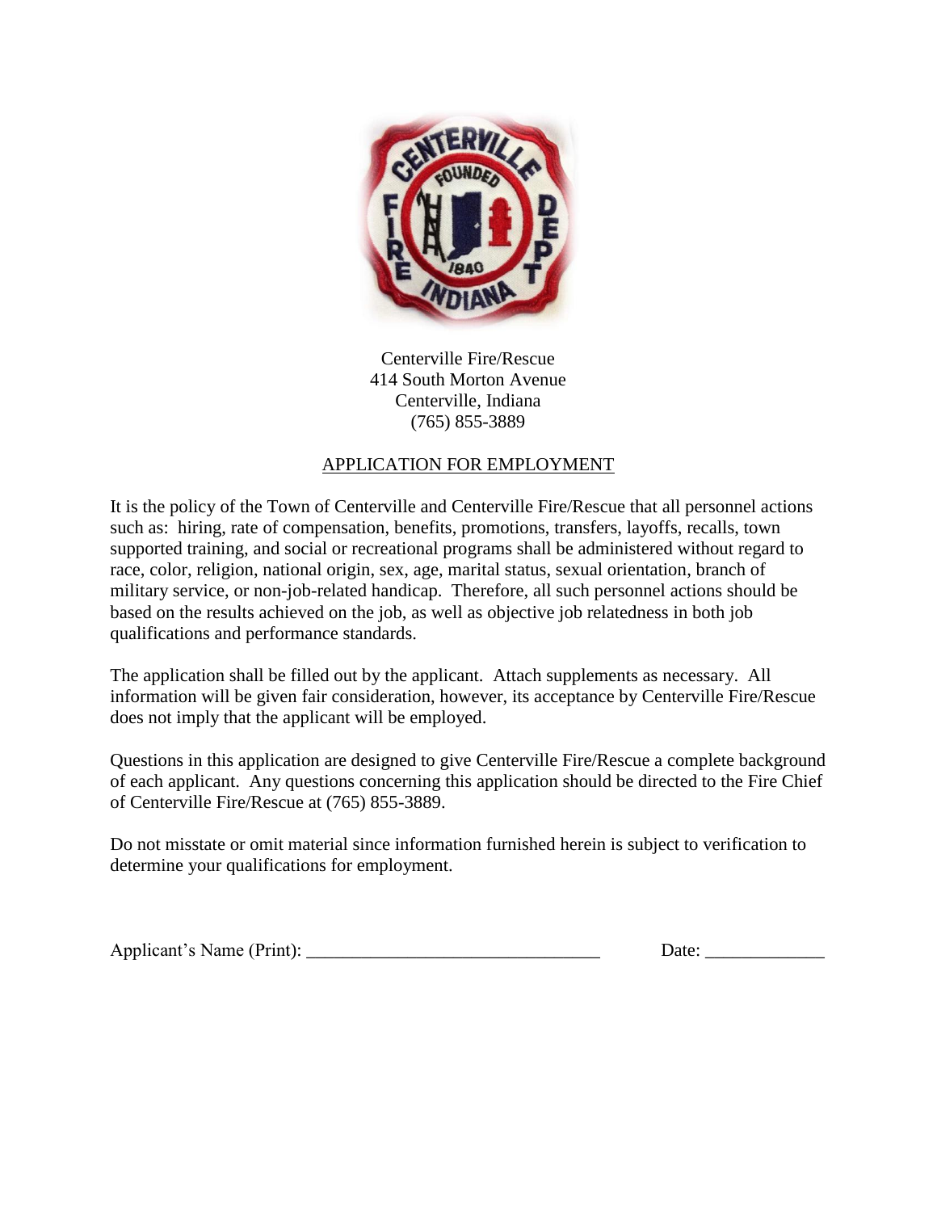Centerville Fire/Rescue
414 South Morton Avenue
Centerville, Indiana
(765) 855-3889

# APPLICATION FOR EMPLOYMENT

It is the policy of the Town of Centerville and Centerville Fire/Rescue that all personnel actions such as: hiring, rate of compensation, benefits, promotions, transfers, layoffs, recalls, town supported training, and social or recreational programs shall be administered without regard to race, color, religion, national origin, sex, age, marital status, sexual orientation, branch of military service, or non-job-related handicap. Therefore, all such personnel actions should be based on the results achieved on the job, as well as objective job relatedness in both job qualifications and performance standards.

The application shall be filled out by the applicant. Attach supplements as necessary. All information will be given fair consideration, however, its acceptance by Centerville Fire/Rescue does not imply that the applicant will be employed.

Questions in this application are designed to give Centerville Fire/Rescue a complete background of each applicant. Any questions concerning this application should be directed to the Fire Chief of Centerville Fire/Rescue at (765) 855-3889.

Do not misstate or omit material since information furnished herein is subject to verification to determine your qualifications for employment.

Applicant's Name (Print): ________________________________ Date: _____________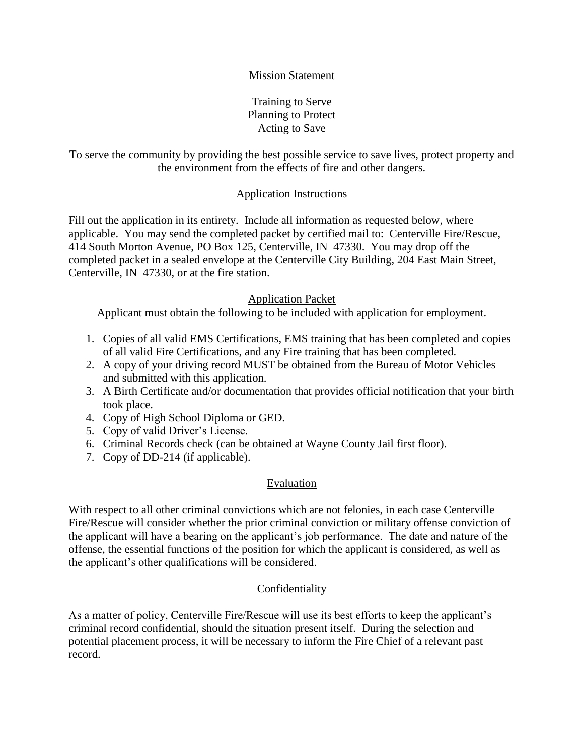## Mission Statement

Training to Serve
Planning to Protect
Acting to Save

To serve the community by providing the best possible service to save lives, protect property and the environment from the effects of fire and other dangers.

## Application Instructions

Fill out the application in its entirety. Include all information as requested below, where applicable. You may send the completed packet by certified mail to: Centerville Fire/Rescue, 414 South Morton Avenue, PO Box 125, Centerville, IN 47330. You may drop off the completed packet in a sealed envelope at the Centerville City Building, 204 East Main Street, Centerville, IN 47330, or at the fire station.

## Application Packet

Applicant must obtain the following to be included with application for employment.

1. Copies of all valid EMS Certifications, EMS training that has been completed and copies of all valid Fire Certifications, and any Fire training that has been completed.
2. A copy of your driving record MUST be obtained from the Bureau of Motor Vehicles and submitted with this application.
3. A Birth Certificate and/or documentation that provides official notification that your birth took place.
4. Copy of High School Diploma or GED.
5. Copy of valid Driver's License.
6. Criminal Records check (can be obtained at Wayne County Jail first floor).
7. Copy of DD-214 (if applicable).

## Evaluation

With respect to all other criminal convictions which are not felonies, in each case Centerville Fire/Rescue will consider whether the prior criminal conviction or military offense conviction of the applicant will have a bearing on the applicant's job performance. The date and nature of the offense, the essential functions of the position for which the applicant is considered, as well as the applicant's other qualifications will be considered.

## Confidentiality

As a matter of policy, Centerville Fire/Rescue will use its best efforts to keep the applicant's criminal record confidential, should the situation present itself. During the selection and potential placement process, it will be necessary to inform the Fire Chief of a relevant past record.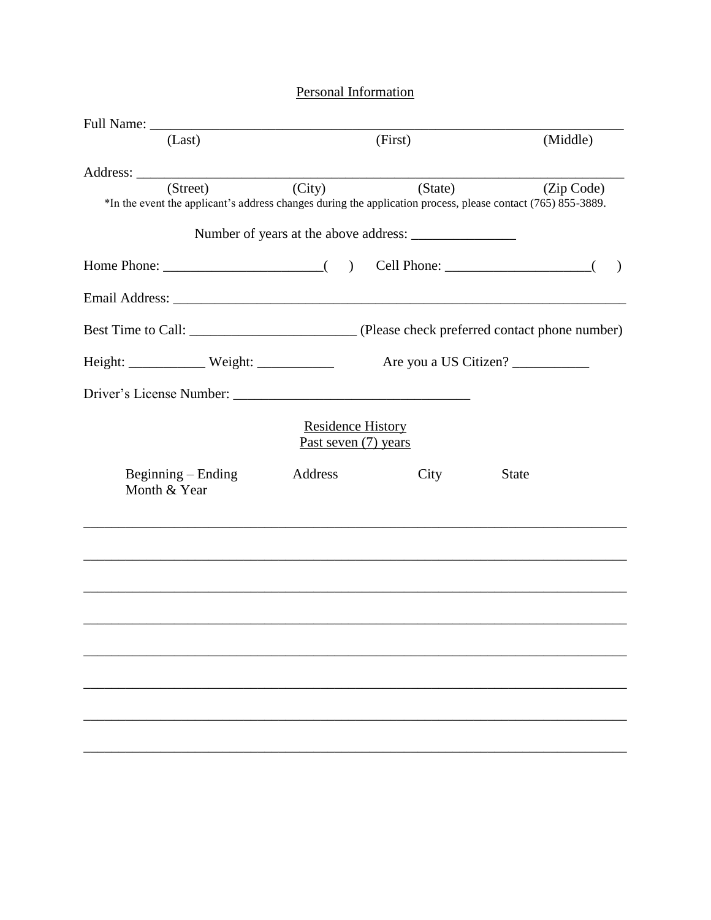## Personal Information

Full Name: ___________________________________________________________________

(Last) (First) (Middle)

Address: _____________________________________________________________________

(Street) (City) (State) (Zip Code)

*In the event the applicant's address changes during the application process, please contact (765) 855-3889.

Number of years at the above address: _______________

Home Phone: ______________________( ) Cell Phone: ____________________( )

Email Address: ________________________________________________________________

Best Time to Call: _______________________ (Please check preferred contact phone number)

Height: ___________ Weight: ___________ Are you a US Citizen? ___________

Driver's License Number: _________________________________

## Residence History

Past seven (7) years

| Beginning – Ending Month & Year | Address | City | State |
| --- | --- | --- | --- |
| | | | |
| | | | |
| | | | |
| | | | |
| | | | |
| | | | |
| | | | |
| | | | |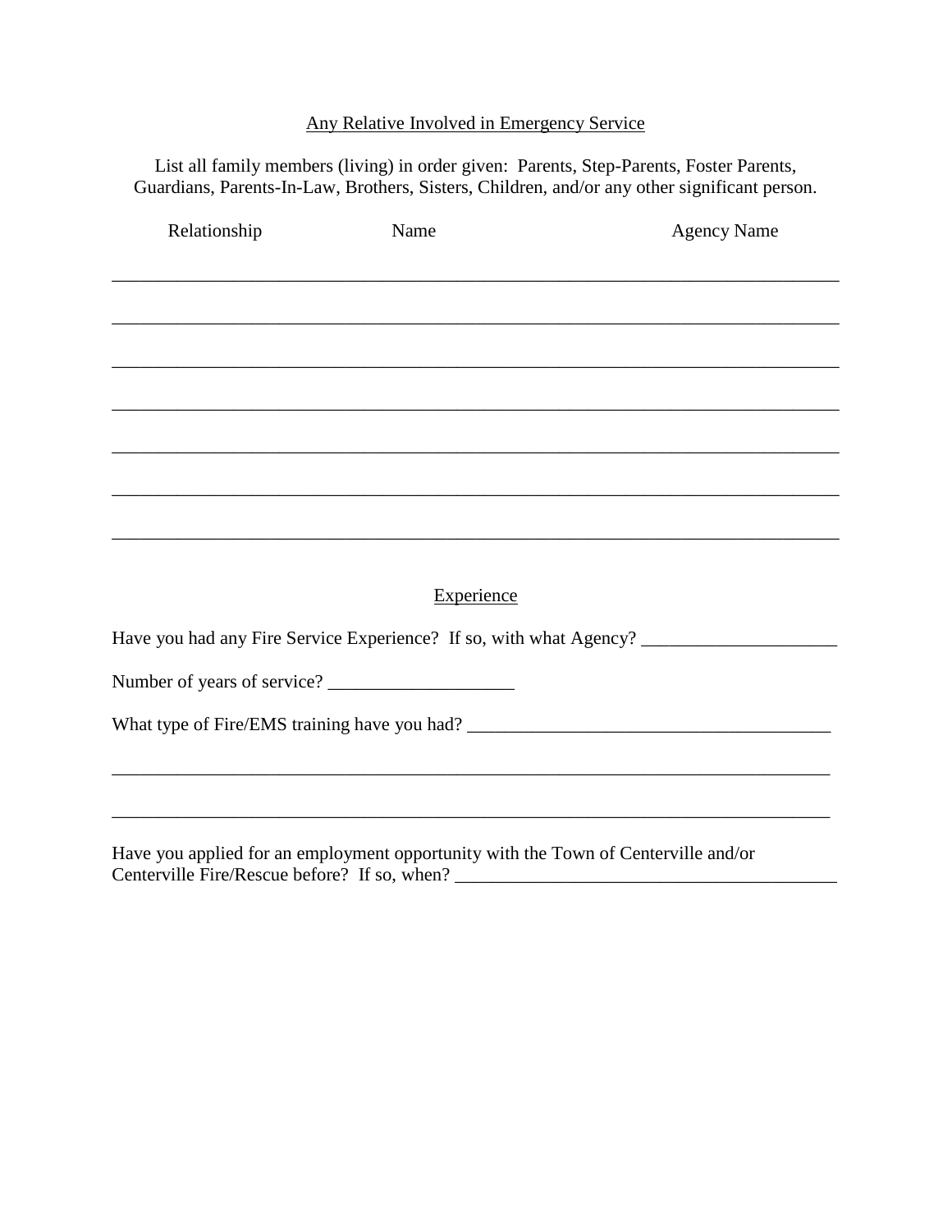## Any Relative Involved in Emergency Service

List all family members (living) in order given: Parents, Step-Parents, Foster Parents, Guardians, Parents-In-Law, Brothers, Sisters, Children, and/or any other significant person.

| Relationship | Name | Agency Name |
| --- | --- | --- |
| | | |
| | | |
| | | |
| | | |
| | | |
| | | |
| | | |

## Experience

Have you had any Fire Service Experience? If so, with what Agency? ____________________

Number of years of service? ____________________

What type of Fire/EMS training have you had? ______________________________________

______________________________________________________________________________

______________________________________________________________________________

Have you applied for an employment opportunity with the Town of Centerville and/or Centerville Fire/Rescue before? If so, when? ________________________________________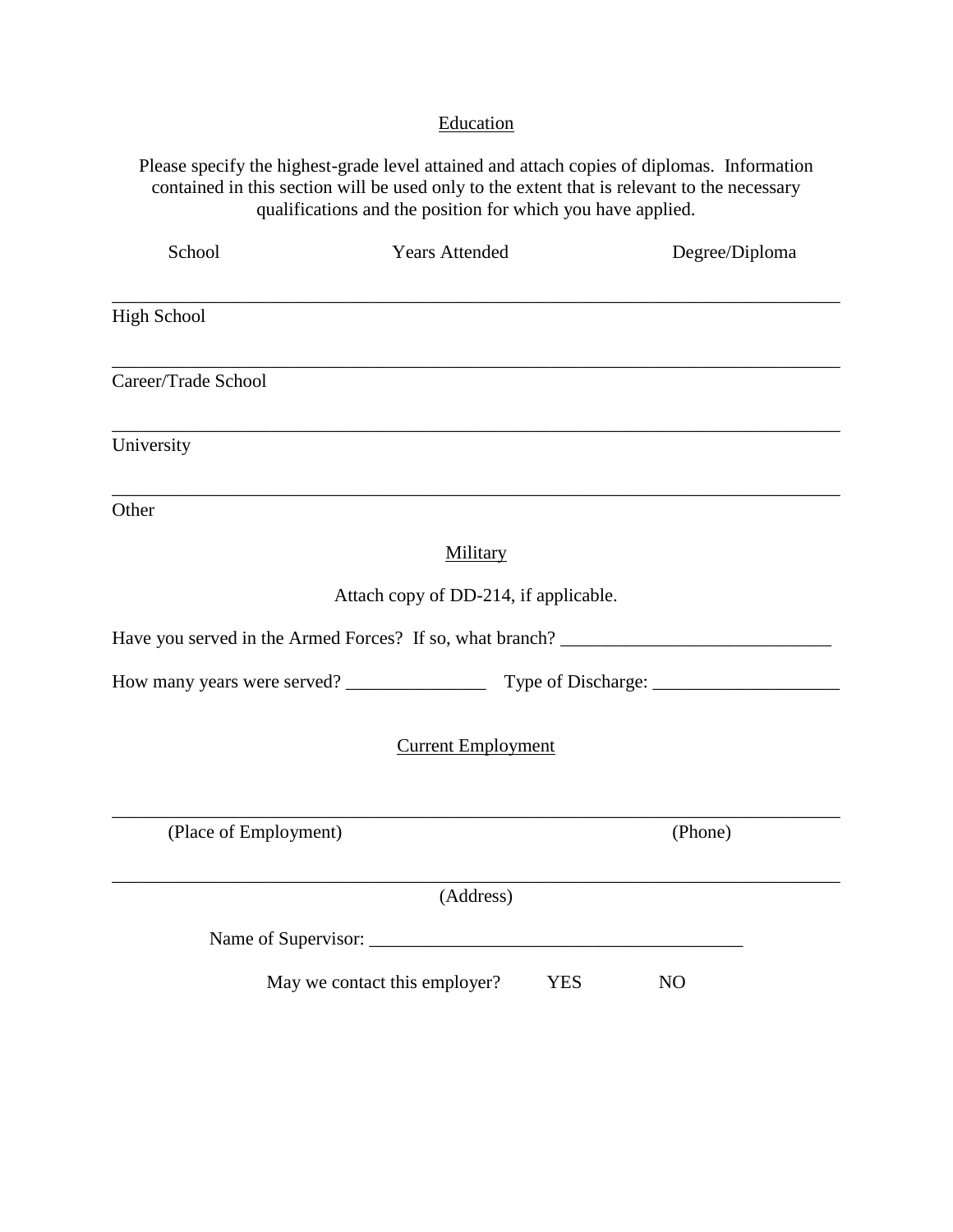## Education

Please specify the highest-grade level attained and attach copies of diplomas. Information contained in this section will be used only to the extent that is relevant to the necessary qualifications and the position for which you have applied.

| School | Years Attended | Degree/Diploma |
|---|---|---|
| High School | | |
| Career/Trade School | | |
| University | | |
| Other | | |

## Military

Attach copy of DD-214, if applicable.

Have you served in the Armed Forces? If so, what branch? _____________________________

How many years were served? _______________ Type of Discharge: ____________________

## Current Employment

_____________________________________________________________________________

(Place of Employment) (Phone)

_____________________________________________________________________________

(Address)

Name of Supervisor: ________________________________________

May we contact this employer? YES NO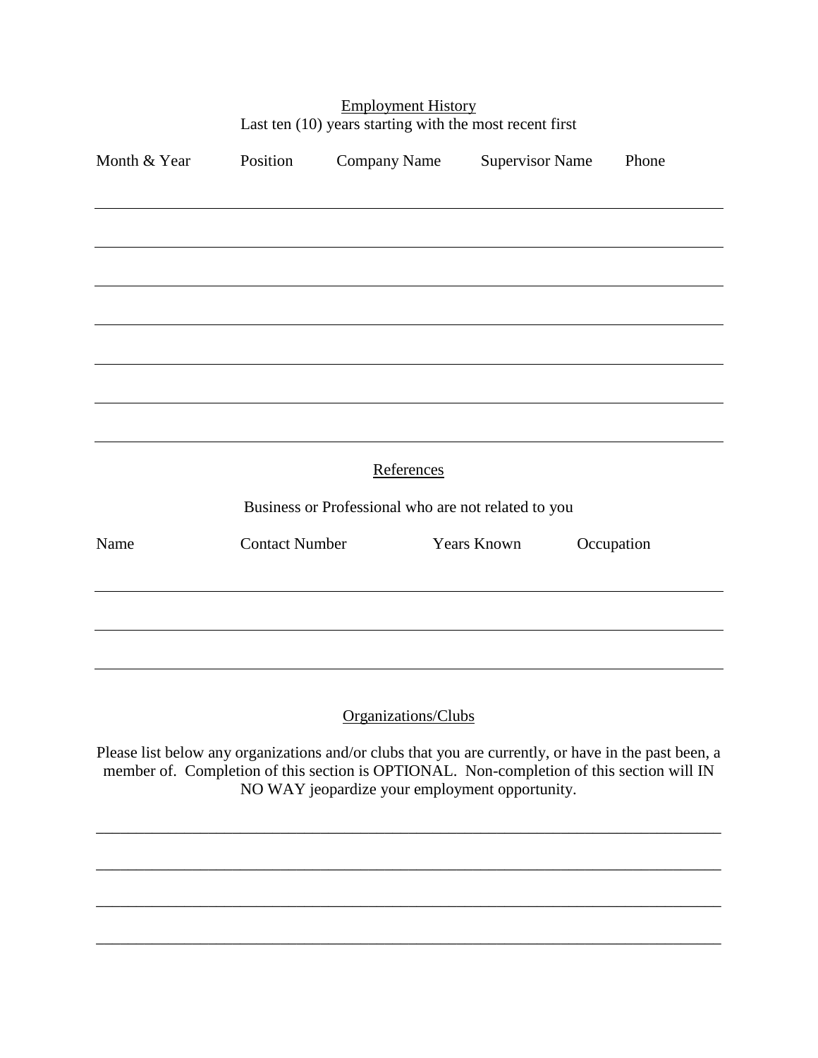## Employment History

Last ten (10) years starting with the most recent first

| Month & Year | Position | Company Name | Supervisor Name | Phone |
|---|---|---|---|---|
| | | | | |
| | | | | |
| | | | | |
| | | | | |
| | | | | |
| | | | | |

## References

Business or Professional who are not related to you

| Name | Contact Number | Years Known | Occupation |
|---|---|---|---|
| | | | |
| | | | |
| | | | |

## Organizations/Clubs

Please list below any organizations and/or clubs that you are currently, or have in the past been, a member of. Completion of this section is OPTIONAL. Non-completion of this section will IN NO WAY jeopardize your employment opportunity.

______________________________________________________________________________

______________________________________________________________________________

______________________________________________________________________________

______________________________________________________________________________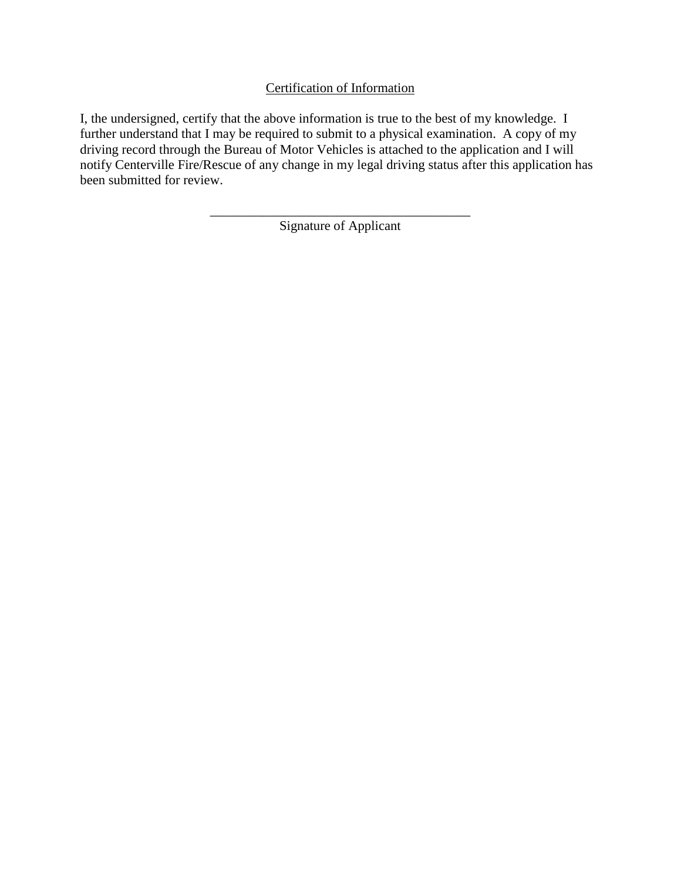## Certification of Information

I, the undersigned, certify that the above information is true to the best of my knowledge. I further understand that I may be required to submit to a physical examination. A copy of my driving record through the Bureau of Motor Vehicles is attached to the application and I will notify Centerville Fire/Rescue of any change in my legal driving status after this application has been submitted for review.

\_\_\_\_\_\_\_\_\_\_\_\_\_\_\_\_\_\_\_\_\_\_\_\_\_\_\_\_\_\_\_\_\_\_\_\_\_\_\_\_

Signature of Applicant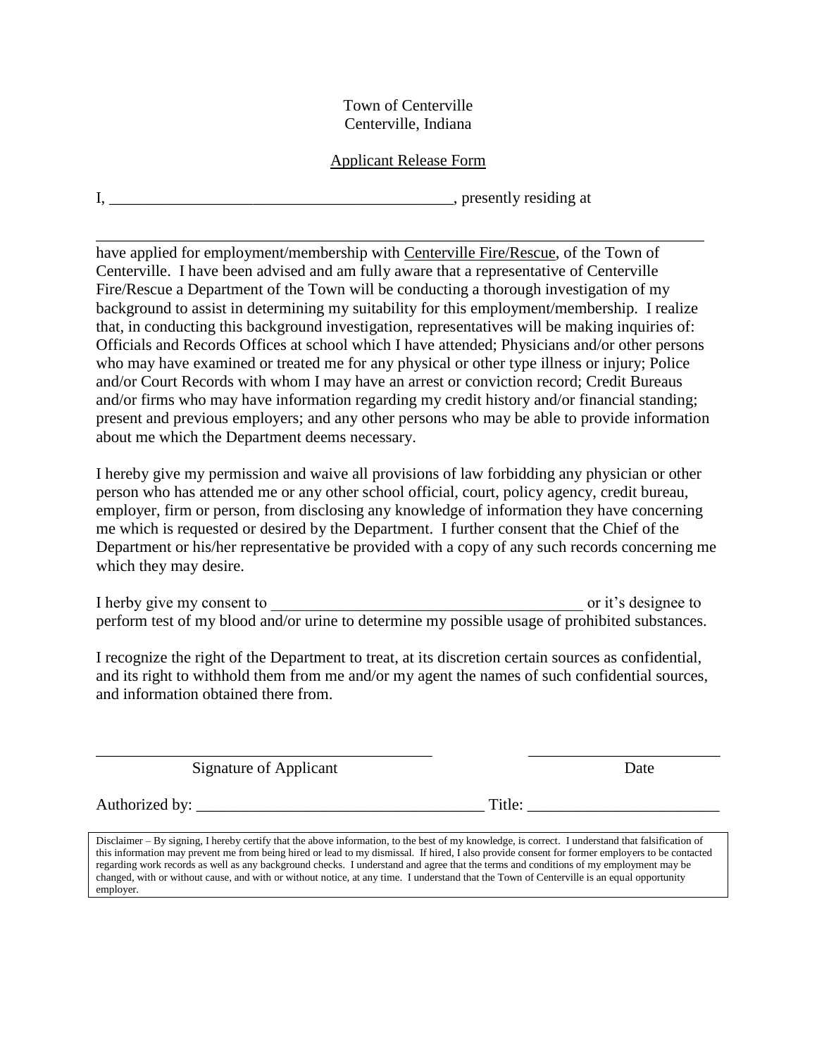Town of Centerville
Centerville, Indiana

Applicant Release Form

I, __________________________________________, presently residing at

_____________________________________________________________________

have applied for employment/membership with Centerville Fire/Rescue, of the Town of Centerville. I have been advised and am fully aware that a representative of Centerville Fire/Rescue a Department of the Town will be conducting a thorough investigation of my background to assist in determining my suitability for this employment/membership. I realize that, in conducting this background investigation, representatives will be making inquiries of: Officials and Records Offices at school which I have attended; Physicians and/or other persons who may have examined or treated me for any physical or other type illness or injury; Police and/or Court Records with whom I may have an arrest or conviction record; Credit Bureaus and/or firms who may have information regarding my credit history and/or financial standing; present and previous employers; and any other persons who may be able to provide information about me which the Department deems necessary.

I hereby give my permission and waive all provisions of law forbidding any physician or other person who has attended me or any other school official, court, policy agency, credit bureau, employer, firm or person, from disclosing any knowledge of information they have concerning me which is requested or desired by the Department. I further consent that the Chief of the Department or his/her representative be provided with a copy of any such records concerning me which they may desire.

I herby give my consent to ______________________________________ or it's designee to perform test of my blood and/or urine to determine my possible usage of prohibited substances.

I recognize the right of the Department to treat, at its discretion certain sources as confidential, and its right to withhold them from me and/or my agent the names of such confidential sources, and information obtained there from.

_________________________________________ ________________________
Signature of Applicant Date

Authorized by: ___________________________________ Title: _______________________

Disclaimer – By signing, I hereby certify that the above information, to the best of my knowledge, is correct. I understand that falsification of this information may prevent me from being hired or lead to my dismissal. If hired, I also provide consent for former employers to be contacted regarding work records as well as any background checks. I understand and agree that the terms and conditions of my employment may be changed, with or without cause, and with or without notice, at any time. I understand that the Town of Centerville is an equal opportunity employer.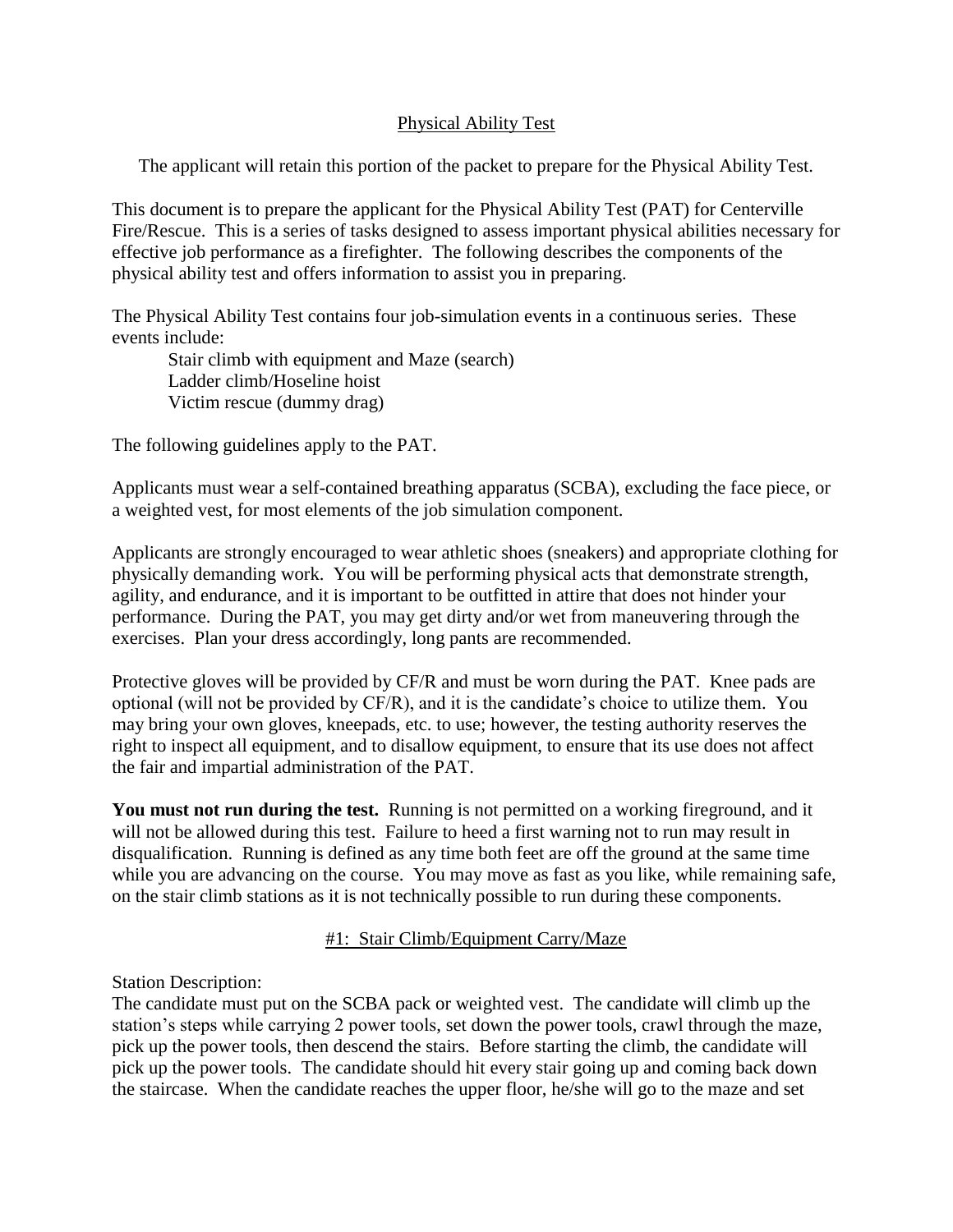## Physical Ability Test

The applicant will retain this portion of the packet to prepare for the Physical Ability Test.

This document is to prepare the applicant for the Physical Ability Test (PAT) for Centerville Fire/Rescue. This is a series of tasks designed to assess important physical abilities necessary for effective job performance as a firefighter. The following describes the components of the physical ability test and offers information to assist you in preparing.

The Physical Ability Test contains four job-simulation events in a continuous series. These events include:

- Stair climb with equipment and Maze (search)
- Ladder climb/Hoseline hoist
- Victim rescue (dummy drag)

The following guidelines apply to the PAT.

Applicants must wear a self-contained breathing apparatus (SCBA), excluding the face piece, or a weighted vest, for most elements of the job simulation component.

Applicants are strongly encouraged to wear athletic shoes (sneakers) and appropriate clothing for physically demanding work. You will be performing physical acts that demonstrate strength, agility, and endurance, and it is important to be outfitted in attire that does not hinder your performance. During the PAT, you may get dirty and/or wet from maneuvering through the exercises. Plan your dress accordingly, long pants are recommended.

Protective gloves will be provided by CF/R and must be worn during the PAT. Knee pads are optional (will not be provided by CF/R), and it is the candidate's choice to utilize them. You may bring your own gloves, kneepads, etc. to use; however, the testing authority reserves the right to inspect all equipment, and to disallow equipment, to ensure that its use does not affect the fair and impartial administration of the PAT.

**You must not run during the test.** Running is not permitted on a working fireground, and it will not be allowed during this test. Failure to heed a first warning not to run may result in disqualification. Running is defined as any time both feet are off the ground at the same time while you are advancing on the course. You may move as fast as you like, while remaining safe, on the stair climb stations as it is not technically possible to run during these components.

### #1: Stair Climb/Equipment Carry/Maze

Station Description:
The candidate must put on the SCBA pack or weighted vest. The candidate will climb up the station's steps while carrying 2 power tools, set down the power tools, crawl through the maze, pick up the power tools, then descend the stairs. Before starting the climb, the candidate will pick up the power tools. The candidate should hit every stair going up and coming back down the staircase. When the candidate reaches the upper floor, he/she will go to the maze and set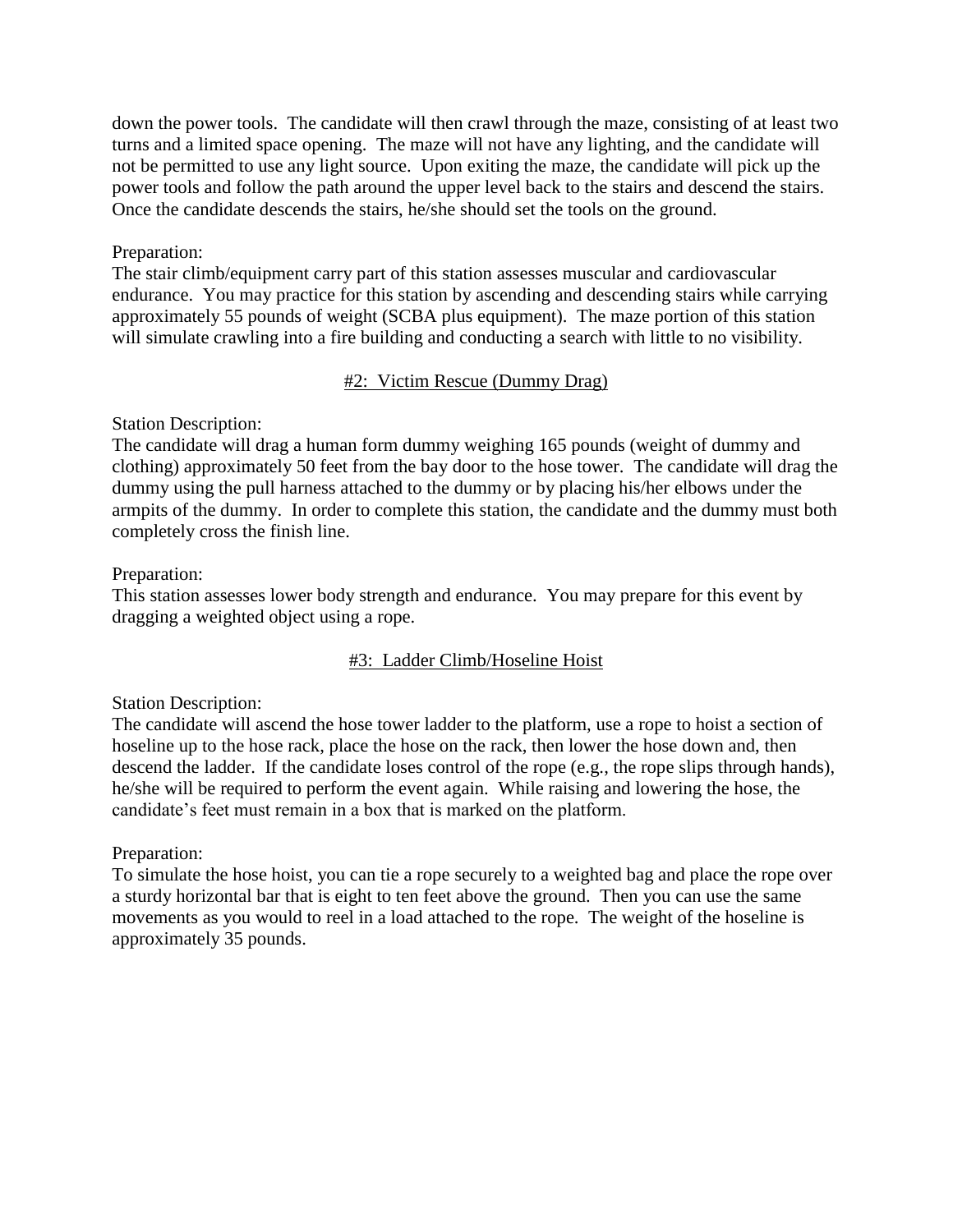down the power tools. The candidate will then crawl through the maze, consisting of at least two turns and a limited space opening. The maze will not have any lighting, and the candidate will not be permitted to use any light source. Upon exiting the maze, the candidate will pick up the power tools and follow the path around the upper level back to the stairs and descend the stairs. Once the candidate descends the stairs, he/she should set the tools on the ground.

Preparation:
The stair climb/equipment carry part of this station assesses muscular and cardiovascular endurance. You may practice for this station by ascending and descending stairs while carrying approximately 55 pounds of weight (SCBA plus equipment). The maze portion of this station will simulate crawling into a fire building and conducting a search with little to no visibility.

#2: Victim Rescue (Dummy Drag)

Station Description:
The candidate will drag a human form dummy weighing 165 pounds (weight of dummy and clothing) approximately 50 feet from the bay door to the hose tower. The candidate will drag the dummy using the pull harness attached to the dummy or by placing his/her elbows under the armpits of the dummy. In order to complete this station, the candidate and the dummy must both completely cross the finish line.

Preparation:
This station assesses lower body strength and endurance. You may prepare for this event by dragging a weighted object using a rope.

#3: Ladder Climb/Hoseline Hoist

Station Description:
The candidate will ascend the hose tower ladder to the platform, use a rope to hoist a section of hoseline up to the hose rack, place the hose on the rack, then lower the hose down and, then descend the ladder. If the candidate loses control of the rope (e.g., the rope slips through hands), he/she will be required to perform the event again. While raising and lowering the hose, the candidate's feet must remain in a box that is marked on the platform.

Preparation:
To simulate the hose hoist, you can tie a rope securely to a weighted bag and place the rope over a sturdy horizontal bar that is eight to ten feet above the ground. Then you can use the same movements as you would to reel in a load attached to the rope. The weight of the hoseline is approximately 35 pounds.